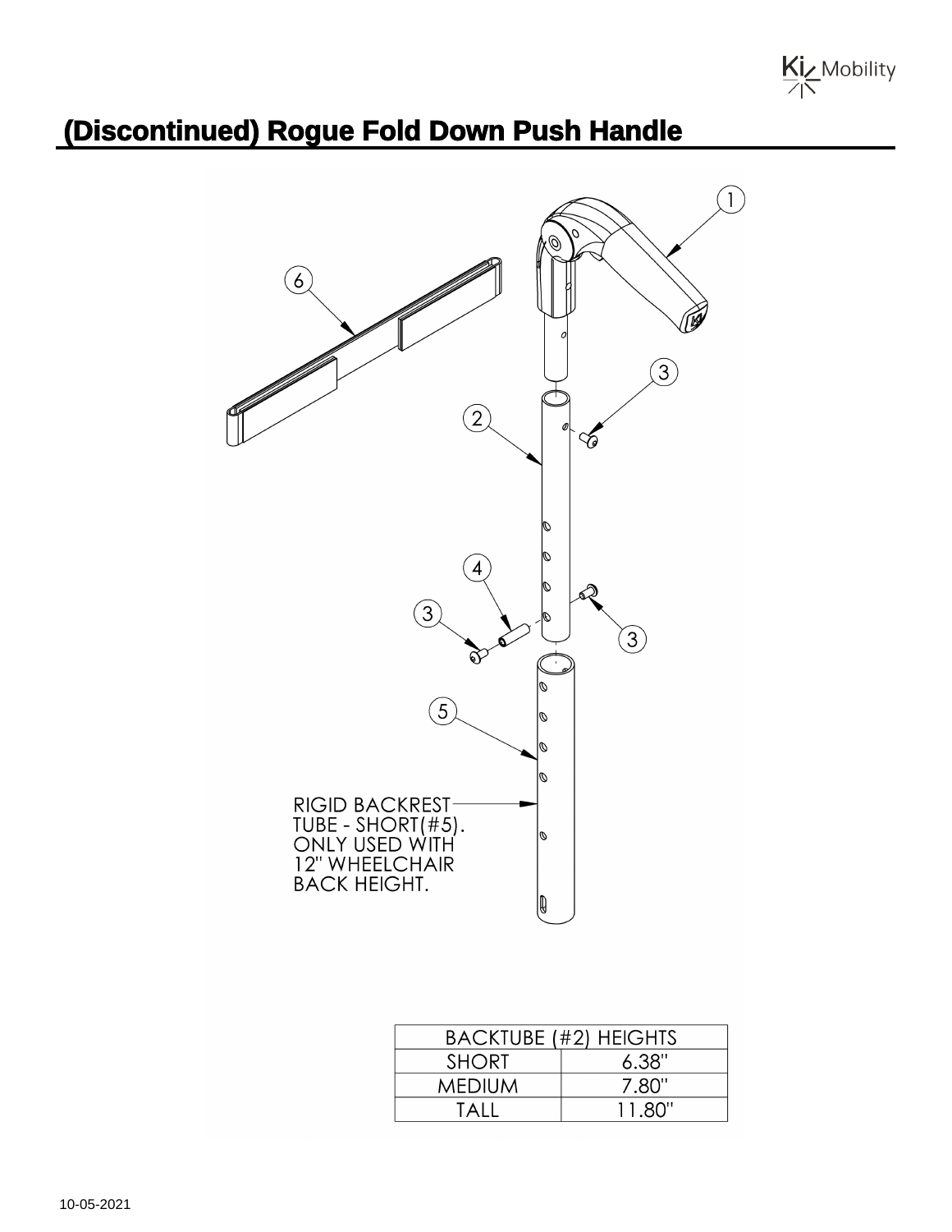# (Discontinued) Rogue Fold Down Push Handle

RIGID BACKREST TUBE - SHORT(#5). ONLY USED WITH 12" WHEELCHAIR BACK HEIGHT.

| BACKTUBE (#2) HEIGHTS | |
|---|---|
| SHORT | 6.38" |
| MEDIUM | 7.80" |
| TALL | 11.80" |

10-05-2021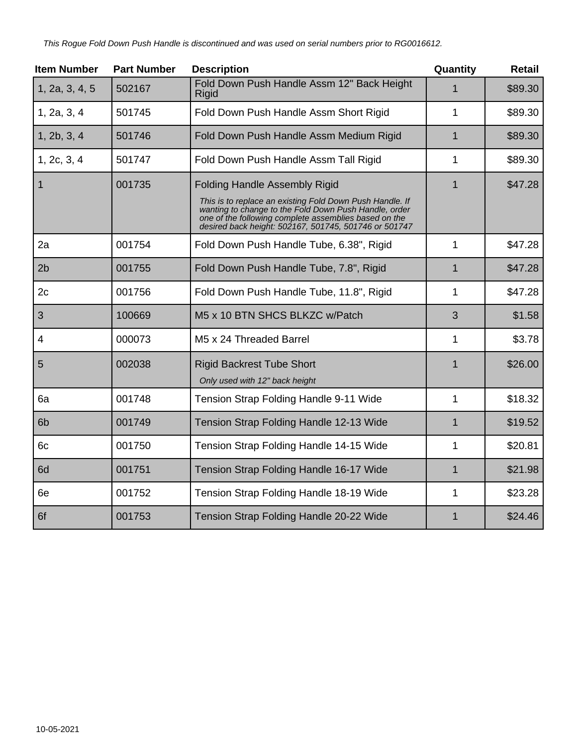*This Rogue Fold Down Push Handle is discontinued and was used on serial numbers prior to RG0016612.*

| Item Number | Part Number | Description | Quantity | Retail |
|---|---|---|---|---|
| 1, 2a, 3, 4, 5 | 502167 | Fold Down Push Handle Assm 12" Back Height Rigid | 1 | $89.30 |
| 1, 2a, 3, 4 | 501745 | Fold Down Push Handle Assm Short Rigid | 1 | $89.30 |
| 1, 2b, 3, 4 | 501746 | Fold Down Push Handle Assm Medium Rigid | 1 | $89.30 |
| 1, 2c, 3, 4 | 501747 | Fold Down Push Handle Assm Tall Rigid | 1 | $89.30 |
| 1 | 001735 | Folding Handle Assembly Rigid<br>*This is to replace an existing Fold Down Push Handle. If wanting to change to the Fold Down Push Handle, order one of the following complete assemblies based on the desired back height: 502167, 501745, 501746 or 501747* | 1 | $47.28 |
| 2a | 001754 | Fold Down Push Handle Tube, 6.38", Rigid | 1 | $47.28 |
| 2b | 001755 | Fold Down Push Handle Tube, 7.8", Rigid | 1 | $47.28 |
| 2c | 001756 | Fold Down Push Handle Tube, 11.8", Rigid | 1 | $47.28 |
| 3 | 100669 | M5 x 10 BTN SHCS BLKZC w/Patch | 3 | $1.58 |
| 4 | 000073 | M5 x 24 Threaded Barrel | 1 | $3.78 |
| 5 | 002038 | Rigid Backrest Tube Short<br>*Only used with 12" back height* | 1 | $26.00 |
| 6a | 001748 | Tension Strap Folding Handle 9-11 Wide | 1 | $18.32 |
| 6b | 001749 | Tension Strap Folding Handle 12-13 Wide | 1 | $19.52 |
| 6c | 001750 | Tension Strap Folding Handle 14-15 Wide | 1 | $20.81 |
| 6d | 001751 | Tension Strap Folding Handle 16-17 Wide | 1 | $21.98 |
| 6e | 001752 | Tension Strap Folding Handle 18-19 Wide | 1 | $23.28 |
| 6f | 001753 | Tension Strap Folding Handle 20-22 Wide | 1 | $24.46 |

10-05-2021